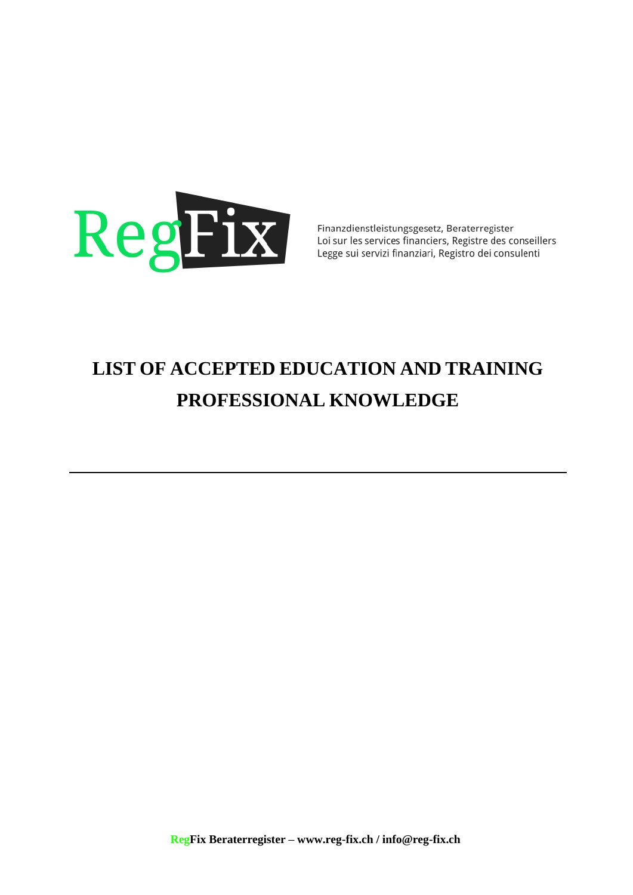RegFix

Finanzdienstleistungsgesetz, Beraterregister
Loi sur les services financiers, Registre des conseillers
Legge sui servizi finanziari, Registro dei consulenti

# LIST OF ACCEPTED EDUCATION AND TRAINING PROFESSIONAL KNOWLEDGE

---

**RegFix Beraterregister – www.reg-fix.ch / info@reg-fix.ch**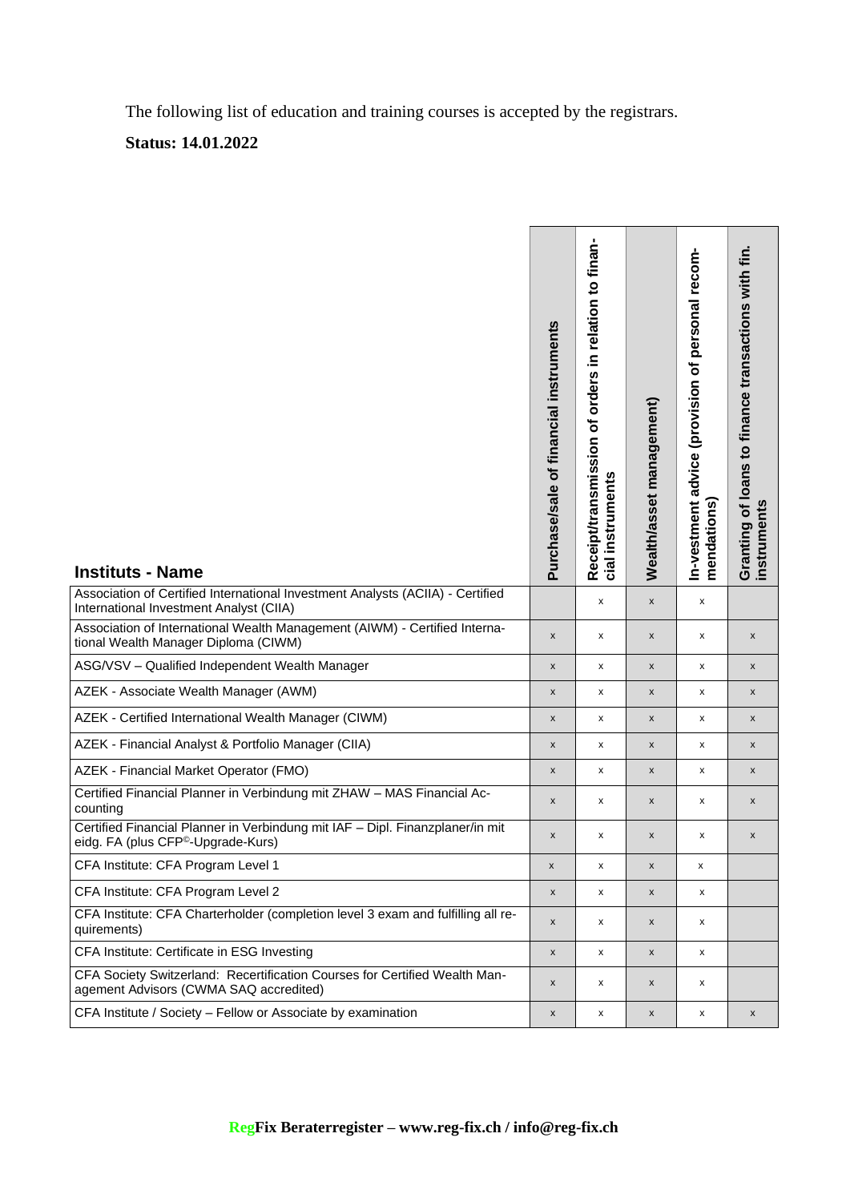The following list of education and training courses is accepted by the registrars.

**Status: 14.01.2022**

| Instituts - Name | Purchase/sale of financial instruments | Receipt/transmission of orders in relation to financial instruments | Wealth/asset management) | In-vestment advice (provision of personal recommendations) | Granting of loans to finance transactions with fin. instruments |
|---|---|---|---|---|---|
| Association of Certified International Investment Analysts (ACIIA) - Certified International Investment Analyst (CIIA) | | x | x | x | |
| Association of International Wealth Management (AIWM) - Certified International Wealth Manager Diploma (CIWM) | x | x | x | x | x |
| ASG/VSV – Qualified Independent Wealth Manager | x | x | x | x | x |
| AZEK - Associate Wealth Manager (AWM) | x | x | x | x | x |
| AZEK - Certified International Wealth Manager (CIWM) | x | x | x | x | x |
| AZEK - Financial Analyst & Portfolio Manager (CIIA) | x | x | x | x | x |
| AZEK - Financial Market Operator (FMO) | x | x | x | x | x |
| Certified Financial Planner in Verbindung mit ZHAW – MAS Financial Accounting | x | x | x | x | x |
| Certified Financial Planner in Verbindung mit IAF – Dipl. Finanzplaner/in mit eidg. FA (plus CFP©-Upgrade-Kurs) | x | x | x | x | x |
| CFA Institute: CFA Program Level 1 | x | x | x | x | |
| CFA Institute: CFA Program Level 2 | x | x | x | x | |
| CFA Institute: CFA Charterholder (completion level 3 exam and fulfilling all requirements) | x | x | x | x | |
| CFA Institute: Certificate in ESG Investing | x | x | x | x | |
| CFA Society Switzerland: Recertification Courses for Certified Wealth Management Advisors (CWMA SAQ accredited) | x | x | x | x | |
| CFA Institute / Society – Fellow or Associate by examination | x | x | x | x | x |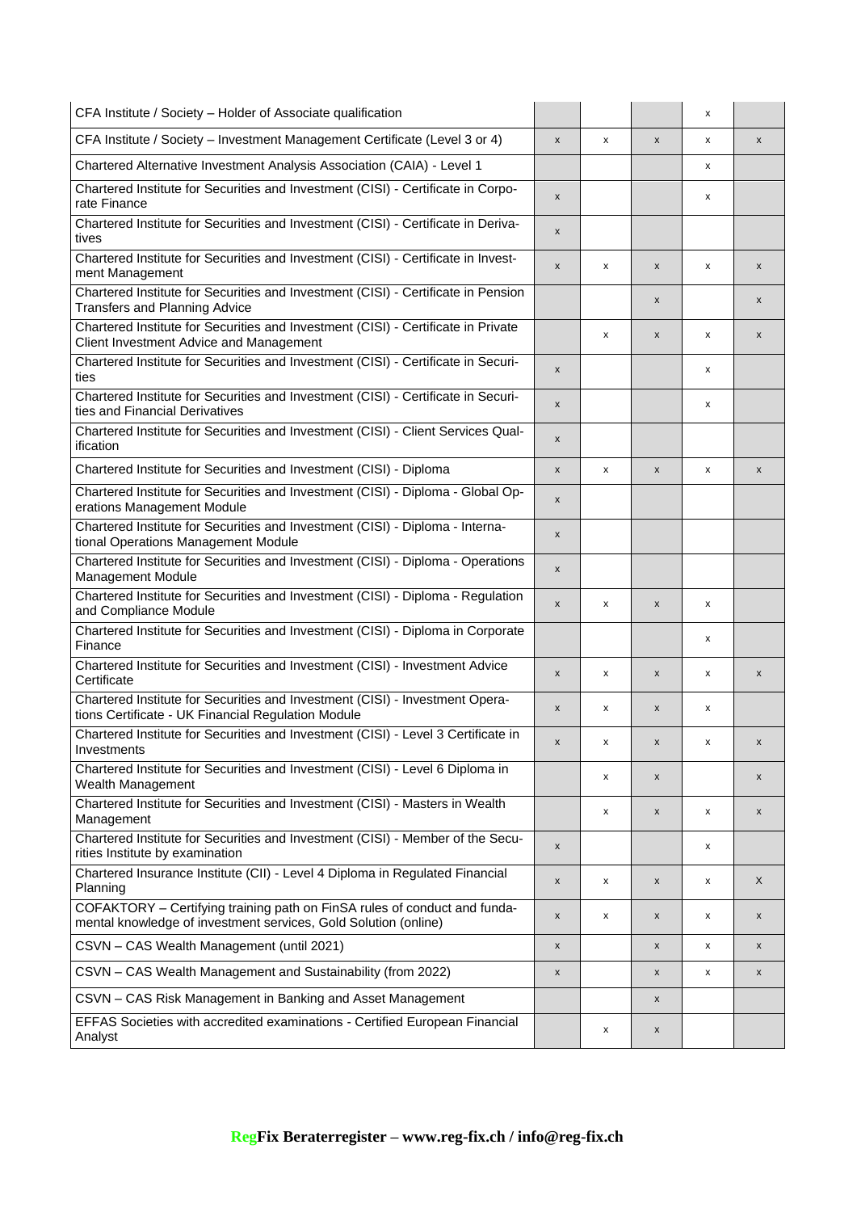| | | | | | |
|---|---|---|---|---|---|
| CFA Institute / Society – Holder of Associate qualification | | | | x | |
| CFA Institute / Society – Investment Management Certificate (Level 3 or 4) | x | x | x | x | x |
| Chartered Alternative Investment Analysis Association (CAIA) - Level 1 | | | | x | |
| Chartered Institute for Securities and Investment (CISI) - Certificate in Corporate Finance | x | | | x | |
| Chartered Institute for Securities and Investment (CISI) - Certificate in Derivatives | x | | | | |
| Chartered Institute for Securities and Investment (CISI) - Certificate in Investment Management | x | x | x | x | x |
| Chartered Institute for Securities and Investment (CISI) - Certificate in Pension Transfers and Planning Advice | | | x | | x |
| Chartered Institute for Securities and Investment (CISI) - Certificate in Private Client Investment Advice and Management | | x | x | x | x |
| Chartered Institute for Securities and Investment (CISI) - Certificate in Securities | x | | | x | |
| Chartered Institute for Securities and Investment (CISI) - Certificate in Securities and Financial Derivatives | x | | | x | |
| Chartered Institute for Securities and Investment (CISI) - Client Services Qualification | x | | | | |
| Chartered Institute for Securities and Investment (CISI) - Diploma | x | x | x | x | x |
| Chartered Institute for Securities and Investment (CISI) - Diploma - Global Operations Management Module | x | | | | |
| Chartered Institute for Securities and Investment (CISI) - Diploma - International Operations Management Module | x | | | | |
| Chartered Institute for Securities and Investment (CISI) - Diploma - Operations Management Module | x | | | | |
| Chartered Institute for Securities and Investment (CISI) - Diploma - Regulation and Compliance Module | x | x | x | x | |
| Chartered Institute for Securities and Investment (CISI) - Diploma in Corporate Finance | | | | x | |
| Chartered Institute for Securities and Investment (CISI) - Investment Advice Certificate | x | x | x | x | x |
| Chartered Institute for Securities and Investment (CISI) - Investment Operations Certificate - UK Financial Regulation Module | x | x | x | x | |
| Chartered Institute for Securities and Investment (CISI) - Level 3 Certificate in Investments | x | x | x | x | x |
| Chartered Institute for Securities and Investment (CISI) - Level 6 Diploma in Wealth Management | | x | x | | x |
| Chartered Institute for Securities and Investment (CISI) - Masters in Wealth Management | | x | x | x | x |
| Chartered Institute for Securities and Investment (CISI) - Member of the Securities Institute by examination | x | | | x | |
| Chartered Insurance Institute (CII) - Level 4 Diploma in Regulated Financial Planning | x | x | x | x | X |
| COFAKTORY – Certifying training path on FinSA rules of conduct and fundamental knowledge of investment services, Gold Solution (online) | x | x | x | x | x |
| CSVN – CAS Wealth Management (until 2021) | x | | x | x | x |
| CSVN – CAS Wealth Management and Sustainability (from 2022) | x | | x | x | x |
| CSVN – CAS Risk Management in Banking and Asset Management | | | x | | |
| EFFAS Societies with accredited examinations - Certified European Financial Analyst | | x | x | | |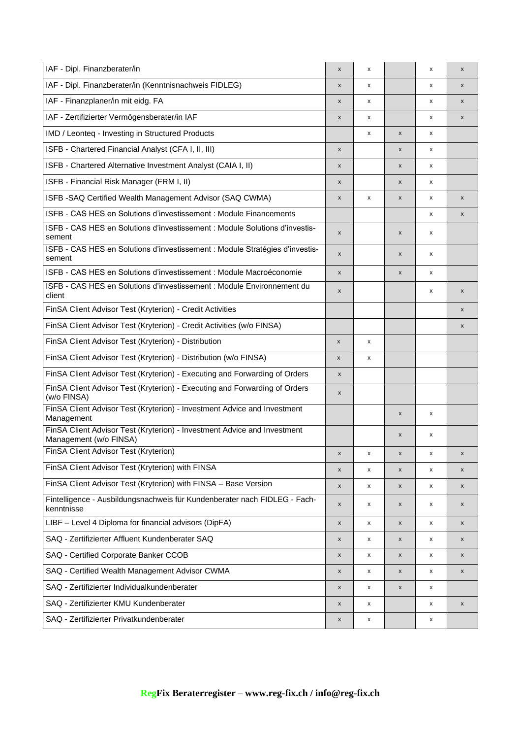| | | | | | |
|---|---|---|---|---|---|
| IAF - Dipl. Finanzberater/in | x | x | | x | x |
| IAF - Dipl. Finanzberater/in (Kenntnisnachweis FIDLEG) | x | x | | x | x |
| IAF - Finanzplaner/in mit eidg. FA | x | x | | x | x |
| IAF - Zertifizierter Vermögensberater/in IAF | x | x | | x | x |
| IMD / Leonteq - Investing in Structured Products | | x | x | x | |
| ISFB - Chartered Financial Analyst (CFA I, II, III) | x | | x | x | |
| ISFB - Chartered Alternative Investment Analyst (CAIA I, II) | x | | x | x | |
| ISFB - Financial Risk Manager (FRM I, II) | x | | x | x | |
| ISFB -SAQ Certified Wealth Management Advisor (SAQ CWMA) | x | x | x | x | x |
| ISFB - CAS HES en Solutions d'investissement : Module Financements | | | | x | x |
| ISFB - CAS HES en Solutions d'investissement : Module Solutions d'investissement | x | | x | x | |
| ISFB - CAS HES en Solutions d'investissement : Module Stratégies d'investissement | x | | x | x | |
| ISFB - CAS HES en Solutions d'investissement : Module Macroéconomie | x | | x | x | |
| ISFB - CAS HES en Solutions d'investissement : Module Environnement du client | x | | | x | x |
| FinSA Client Advisor Test (Kryterion) - Credit Activities | | | | | x |
| FinSA Client Advisor Test (Kryterion) - Credit Activities (w/o FINSA) | | | | | x |
| FinSA Client Advisor Test (Kryterion) - Distribution | x | x | | | |
| FinSA Client Advisor Test (Kryterion) - Distribution (w/o FINSA) | x | x | | | |
| FinSA Client Advisor Test (Kryterion) - Executing and Forwarding of Orders | x | | | | |
| FinSA Client Advisor Test (Kryterion) - Executing and Forwarding of Orders (w/o FINSA) | x | | | | |
| FinSA Client Advisor Test (Kryterion) - Investment Advice and Investment Management | | | x | x | |
| FinSA Client Advisor Test (Kryterion) - Investment Advice and Investment Management (w/o FINSA) | | | x | x | |
| FinSA Client Advisor Test (Kryterion) | x | x | x | x | x |
| FinSA Client Advisor Test (Kryterion) with FINSA | x | x | x | x | x |
| FinSA Client Advisor Test (Kryterion) with FINSA – Base Version | x | x | x | x | x |
| Fintelligence - Ausbildungsnachweis für Kundenberater nach FIDLEG - Fachkenntnisse | x | x | x | x | x |
| LIBF – Level 4 Diploma for financial advisors (DipFA) | x | x | x | x | x |
| SAQ - Zertifizierter Affluent Kundenberater SAQ | x | x | x | x | x |
| SAQ - Certified Corporate Banker CCOB | x | x | x | x | x |
| SAQ - Certified Wealth Management Advisor CWMA | x | x | x | x | x |
| SAQ - Zertifizierter Individualkundenberater | x | x | x | x | |
| SAQ - Zertifizierter KMU Kundenberater | x | x | | x | x |
| SAQ - Zertifizierter Privatkundenberater | x | x | | x | |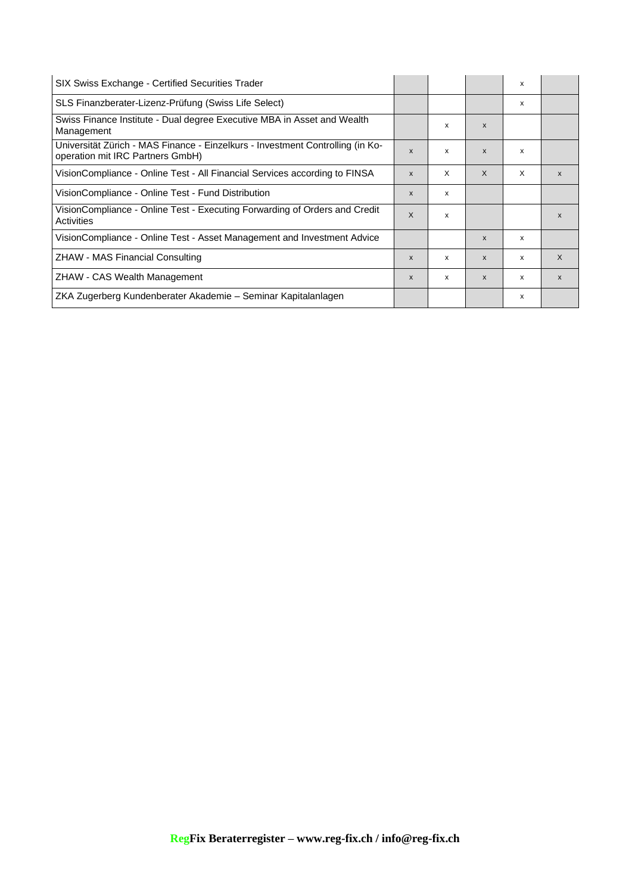| | | | | | |
|---|---|---|---|---|---|
| SIX Swiss Exchange - Certified Securities Trader | | | | x | |
| SLS Finanzberater-Lizenz-Prüfung (Swiss Life Select) | | | | x | |
| Swiss Finance Institute - Dual degree Executive MBA in Asset and Wealth Management | | x | x | | |
| Universität Zürich - MAS Finance - Einzelkurs - Investment Controlling (in Ko-operation mit IRC Partners GmbH) | x | x | x | x | |
| VisionCompliance - Online Test - All Financial Services according to FINSA | x | X | X | X | x |
| VisionCompliance - Online Test - Fund Distribution | x | x | | | |
| VisionCompliance - Online Test - Executing Forwarding of Orders and Credit Activities | X | x | | | x |
| VisionCompliance - Online Test - Asset Management and Investment Advice | | | x | x | |
| ZHAW - MAS Financial Consulting | x | x | x | x | X |
| ZHAW - CAS Wealth Management | x | x | x | x | x |
| ZKA Zugerberg Kundenberater Akademie – Seminar Kapitalanlagen | | | | x | |

**RegFix Beraterregister – www.reg-fix.ch / info@reg-fix.ch**